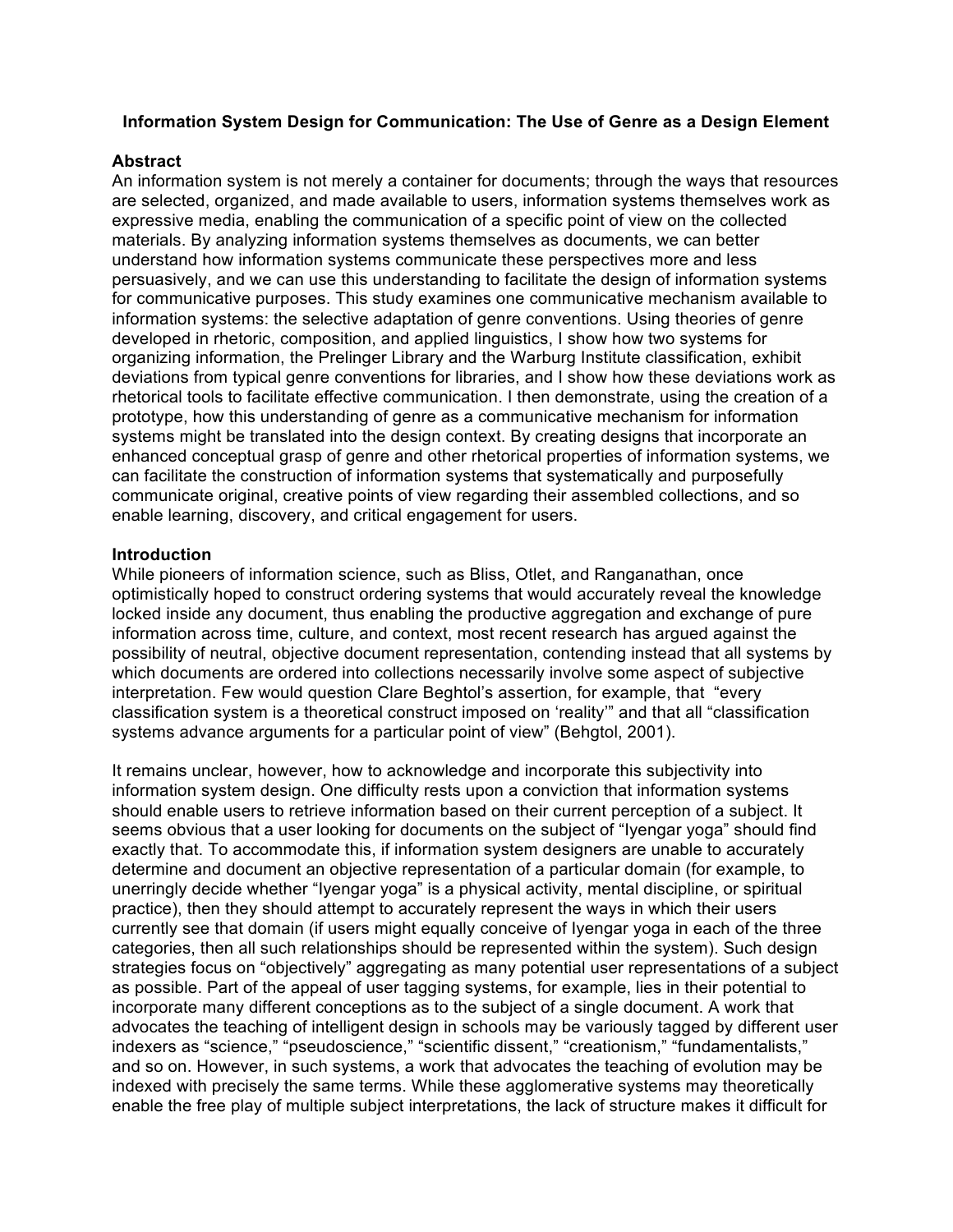# Information System Design for Communication: The Use of Genre as a Design Element

## Abstract

An information system is not merely a container for documents; through the ways that resources are selected, organized, and made available to users, information systems themselves work as expressive media, enabling the communication of a specific point of view on the collected materials. By analyzing information systems themselves as documents, we can better understand how information systems communicate these perspectives more and less persuasively, and we can use this understanding to facilitate the design of information systems for communicative purposes. This study examines one communicative mechanism available to information systems: the selective adaptation of genre conventions. Using theories of genre developed in rhetoric, composition, and applied linguistics, I show how two systems for organizing information, the Prelinger Library and the Warburg Institute classification, exhibit deviations from typical genre conventions for libraries, and I show how these deviations work as rhetorical tools to facilitate effective communication. I then demonstrate, using the creation of a prototype, how this understanding of genre as a communicative mechanism for information systems might be translated into the design context. By creating designs that incorporate an enhanced conceptual grasp of genre and other rhetorical properties of information systems, we can facilitate the construction of information systems that systematically and purposefully communicate original, creative points of view regarding their assembled collections, and so enable learning, discovery, and critical engagement for users.

## Introduction

While pioneers of information science, such as Bliss, Otlet, and Ranganathan, once optimistically hoped to construct ordering systems that would accurately reveal the knowledge locked inside any document, thus enabling the productive aggregation and exchange of pure information across time, culture, and context, most recent research has argued against the possibility of neutral, objective document representation, contending instead that all systems by which documents are ordered into collections necessarily involve some aspect of subjective interpretation. Few would question Clare Beghtol's assertion, for example, that "every classification system is a theoretical construct imposed on 'reality'" and that all "classification systems advance arguments for a particular point of view" (Behgtol, 2001).

It remains unclear, however, how to acknowledge and incorporate this subjectivity into information system design. One difficulty rests upon a conviction that information systems should enable users to retrieve information based on their current perception of a subject. It seems obvious that a user looking for documents on the subject of "Iyengar yoga" should find exactly that. To accommodate this, if information system designers are unable to accurately determine and document an objective representation of a particular domain (for example, to unerringly decide whether "Iyengar yoga" is a physical activity, mental discipline, or spiritual practice), then they should attempt to accurately represent the ways in which their users currently see that domain (if users might equally conceive of Iyengar yoga in each of the three categories, then all such relationships should be represented within the system). Such design strategies focus on "objectively" aggregating as many potential user representations of a subject as possible. Part of the appeal of user tagging systems, for example, lies in their potential to incorporate many different conceptions as to the subject of a single document. A work that advocates the teaching of intelligent design in schools may be variously tagged by different user indexers as "science," "pseudoscience," "scientific dissent," "creationism," "fundamentalists," and so on. However, in such systems, a work that advocates the teaching of evolution may be indexed with precisely the same terms. While these agglomerative systems may theoretically enable the free play of multiple subject interpretations, the lack of structure makes it difficult for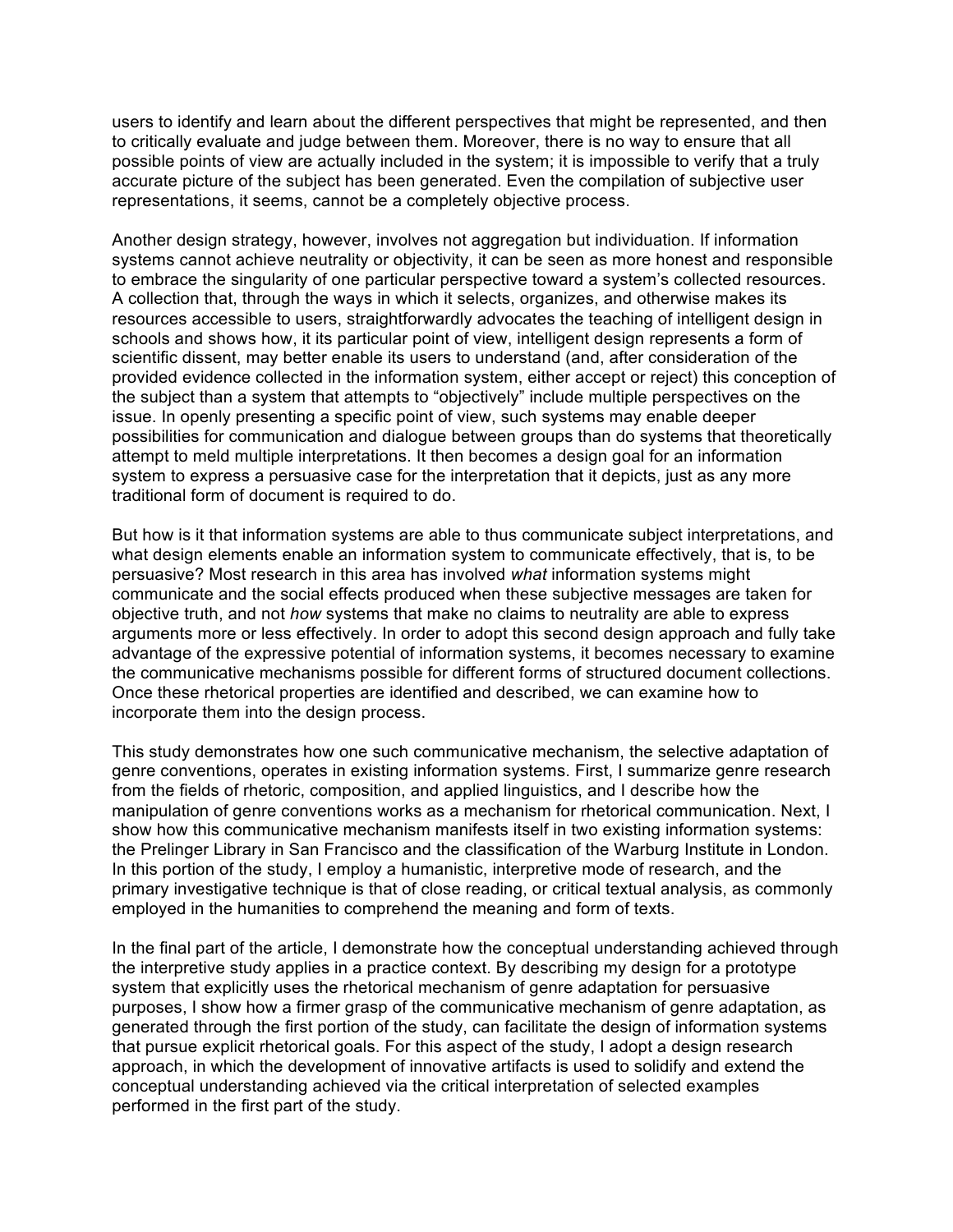users to identify and learn about the different perspectives that might be represented, and then to critically evaluate and judge between them. Moreover, there is no way to ensure that all possible points of view are actually included in the system; it is impossible to verify that a truly accurate picture of the subject has been generated. Even the compilation of subjective user representations, it seems, cannot be a completely objective process.

Another design strategy, however, involves not aggregation but individuation. If information systems cannot achieve neutrality or objectivity, it can be seen as more honest and responsible to embrace the singularity of one particular perspective toward a system's collected resources. A collection that, through the ways in which it selects, organizes, and otherwise makes its resources accessible to users, straightforwardly advocates the teaching of intelligent design in schools and shows how, it its particular point of view, intelligent design represents a form of scientific dissent, may better enable its users to understand (and, after consideration of the provided evidence collected in the information system, either accept or reject) this conception of the subject than a system that attempts to "objectively" include multiple perspectives on the issue. In openly presenting a specific point of view, such systems may enable deeper possibilities for communication and dialogue between groups than do systems that theoretically attempt to meld multiple interpretations. It then becomes a design goal for an information system to express a persuasive case for the interpretation that it depicts, just as any more traditional form of document is required to do.

But how is it that information systems are able to thus communicate subject interpretations, and what design elements enable an information system to communicate effectively, that is, to be persuasive? Most research in this area has involved *what* information systems might communicate and the social effects produced when these subjective messages are taken for objective truth, and not *how* systems that make no claims to neutrality are able to express arguments more or less effectively. In order to adopt this second design approach and fully take advantage of the expressive potential of information systems, it becomes necessary to examine the communicative mechanisms possible for different forms of structured document collections. Once these rhetorical properties are identified and described, we can examine how to incorporate them into the design process.

This study demonstrates how one such communicative mechanism, the selective adaptation of genre conventions, operates in existing information systems. First, I summarize genre research from the fields of rhetoric, composition, and applied linguistics, and I describe how the manipulation of genre conventions works as a mechanism for rhetorical communication. Next, I show how this communicative mechanism manifests itself in two existing information systems: the Prelinger Library in San Francisco and the classification of the Warburg Institute in London. In this portion of the study, I employ a humanistic, interpretive mode of research, and the primary investigative technique is that of close reading, or critical textual analysis, as commonly employed in the humanities to comprehend the meaning and form of texts.

In the final part of the article, I demonstrate how the conceptual understanding achieved through the interpretive study applies in a practice context. By describing my design for a prototype system that explicitly uses the rhetorical mechanism of genre adaptation for persuasive purposes, I show how a firmer grasp of the communicative mechanism of genre adaptation, as generated through the first portion of the study, can facilitate the design of information systems that pursue explicit rhetorical goals. For this aspect of the study, I adopt a design research approach, in which the development of innovative artifacts is used to solidify and extend the conceptual understanding achieved via the critical interpretation of selected examples performed in the first part of the study.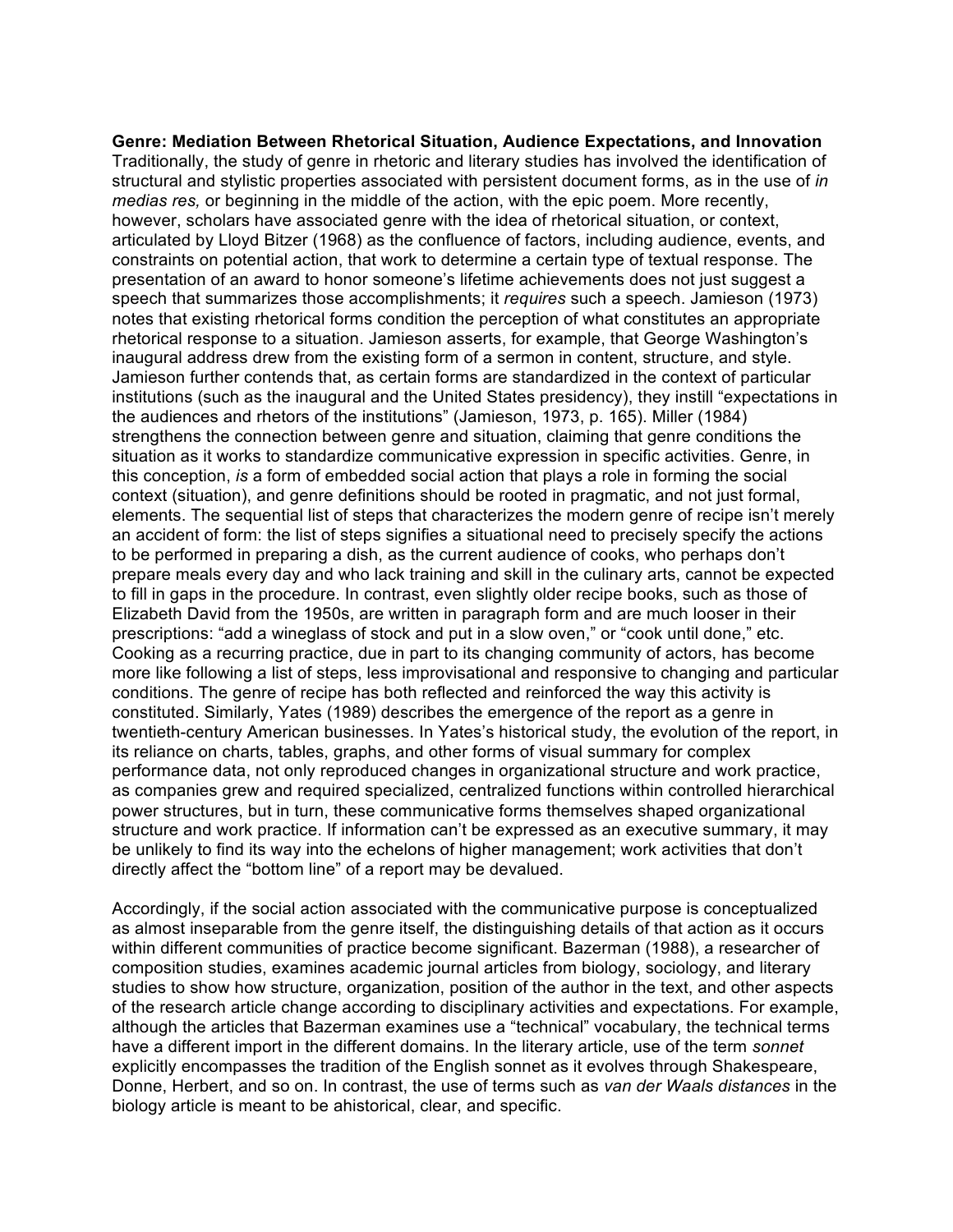**Genre: Mediation Between Rhetorical Situation, Audience Expectations, and Innovation**

Traditionally, the study of genre in rhetoric and literary studies has involved the identification of structural and stylistic properties associated with persistent document forms, as in the use of *in medias res,* or beginning in the middle of the action, with the epic poem. More recently, however, scholars have associated genre with the idea of rhetorical situation, or context, articulated by Lloyd Bitzer (1968) as the confluence of factors, including audience, events, and constraints on potential action, that work to determine a certain type of textual response. The presentation of an award to honor someone's lifetime achievements does not just suggest a speech that summarizes those accomplishments; it *requires* such a speech. Jamieson (1973) notes that existing rhetorical forms condition the perception of what constitutes an appropriate rhetorical response to a situation. Jamieson asserts, for example, that George Washington's inaugural address drew from the existing form of a sermon in content, structure, and style. Jamieson further contends that, as certain forms are standardized in the context of particular institutions (such as the inaugural and the United States presidency), they instill "expectations in the audiences and rhetors of the institutions" (Jamieson, 1973, p. 165). Miller (1984) strengthens the connection between genre and situation, claiming that genre conditions the situation as it works to standardize communicative expression in specific activities. Genre, in this conception, *is* a form of embedded social action that plays a role in forming the social context (situation), and genre definitions should be rooted in pragmatic, and not just formal, elements. The sequential list of steps that characterizes the modern genre of recipe isn't merely an accident of form: the list of steps signifies a situational need to precisely specify the actions to be performed in preparing a dish, as the current audience of cooks, who perhaps don't prepare meals every day and who lack training and skill in the culinary arts, cannot be expected to fill in gaps in the procedure. In contrast, even slightly older recipe books, such as those of Elizabeth David from the 1950s, are written in paragraph form and are much looser in their prescriptions: "add a wineglass of stock and put in a slow oven," or "cook until done," etc. Cooking as a recurring practice, due in part to its changing community of actors, has become more like following a list of steps, less improvisational and responsive to changing and particular conditions. The genre of recipe has both reflected and reinforced the way this activity is constituted. Similarly, Yates (1989) describes the emergence of the report as a genre in twentieth-century American businesses. In Yates's historical study, the evolution of the report, in its reliance on charts, tables, graphs, and other forms of visual summary for complex performance data, not only reproduced changes in organizational structure and work practice, as companies grew and required specialized, centralized functions within controlled hierarchical power structures, but in turn, these communicative forms themselves shaped organizational structure and work practice. If information can't be expressed as an executive summary, it may be unlikely to find its way into the echelons of higher management; work activities that don't directly affect the "bottom line" of a report may be devalued.

Accordingly, if the social action associated with the communicative purpose is conceptualized as almost inseparable from the genre itself, the distinguishing details of that action as it occurs within different communities of practice become significant. Bazerman (1988), a researcher of composition studies, examines academic journal articles from biology, sociology, and literary studies to show how structure, organization, position of the author in the text, and other aspects of the research article change according to disciplinary activities and expectations. For example, although the articles that Bazerman examines use a "technical" vocabulary, the technical terms have a different import in the different domains. In the literary article, use of the term *sonnet* explicitly encompasses the tradition of the English sonnet as it evolves through Shakespeare, Donne, Herbert, and so on. In contrast, the use of terms such as *van der Waals distances* in the biology article is meant to be ahistorical, clear, and specific.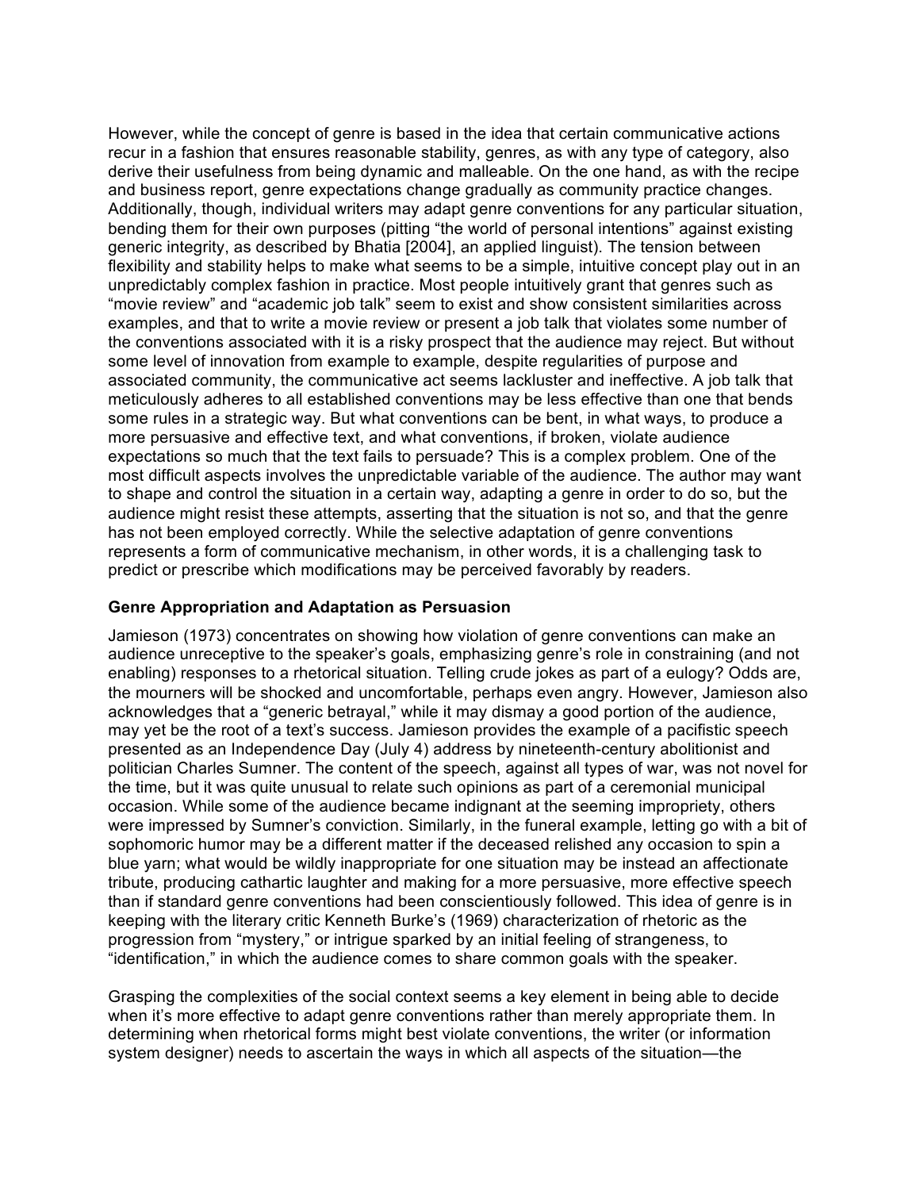However, while the concept of genre is based in the idea that certain communicative actions recur in a fashion that ensures reasonable stability, genres, as with any type of category, also derive their usefulness from being dynamic and malleable. On the one hand, as with the recipe and business report, genre expectations change gradually as community practice changes. Additionally, though, individual writers may adapt genre conventions for any particular situation, bending them for their own purposes (pitting "the world of personal intentions" against existing generic integrity, as described by Bhatia [2004], an applied linguist). The tension between flexibility and stability helps to make what seems to be a simple, intuitive concept play out in an unpredictably complex fashion in practice. Most people intuitively grant that genres such as "movie review" and "academic job talk" seem to exist and show consistent similarities across examples, and that to write a movie review or present a job talk that violates some number of the conventions associated with it is a risky prospect that the audience may reject. But without some level of innovation from example to example, despite regularities of purpose and associated community, the communicative act seems lackluster and ineffective. A job talk that meticulously adheres to all established conventions may be less effective than one that bends some rules in a strategic way. But what conventions can be bent, in what ways, to produce a more persuasive and effective text, and what conventions, if broken, violate audience expectations so much that the text fails to persuade? This is a complex problem. One of the most difficult aspects involves the unpredictable variable of the audience. The author may want to shape and control the situation in a certain way, adapting a genre in order to do so, but the audience might resist these attempts, asserting that the situation is not so, and that the genre has not been employed correctly. While the selective adaptation of genre conventions represents a form of communicative mechanism, in other words, it is a challenging task to predict or prescribe which modifications may be perceived favorably by readers.

### Genre Appropriation and Adaptation as Persuasion

Jamieson (1973) concentrates on showing how violation of genre conventions can make an audience unreceptive to the speaker's goals, emphasizing genre's role in constraining (and not enabling) responses to a rhetorical situation. Telling crude jokes as part of a eulogy? Odds are, the mourners will be shocked and uncomfortable, perhaps even angry. However, Jamieson also acknowledges that a "generic betrayal," while it may dismay a good portion of the audience, may yet be the root of a text's success. Jamieson provides the example of a pacifistic speech presented as an Independence Day (July 4) address by nineteenth-century abolitionist and politician Charles Sumner. The content of the speech, against all types of war, was not novel for the time, but it was quite unusual to relate such opinions as part of a ceremonial municipal occasion. While some of the audience became indignant at the seeming impropriety, others were impressed by Sumner's conviction. Similarly, in the funeral example, letting go with a bit of sophomoric humor may be a different matter if the deceased relished any occasion to spin a blue yarn; what would be wildly inappropriate for one situation may be instead an affectionate tribute, producing cathartic laughter and making for a more persuasive, more effective speech than if standard genre conventions had been conscientiously followed. This idea of genre is in keeping with the literary critic Kenneth Burke's (1969) characterization of rhetoric as the progression from "mystery," or intrigue sparked by an initial feeling of strangeness, to "identification," in which the audience comes to share common goals with the speaker.

Grasping the complexities of the social context seems a key element in being able to decide when it's more effective to adapt genre conventions rather than merely appropriate them. In determining when rhetorical forms might best violate conventions, the writer (or information system designer) needs to ascertain the ways in which all aspects of the situation—the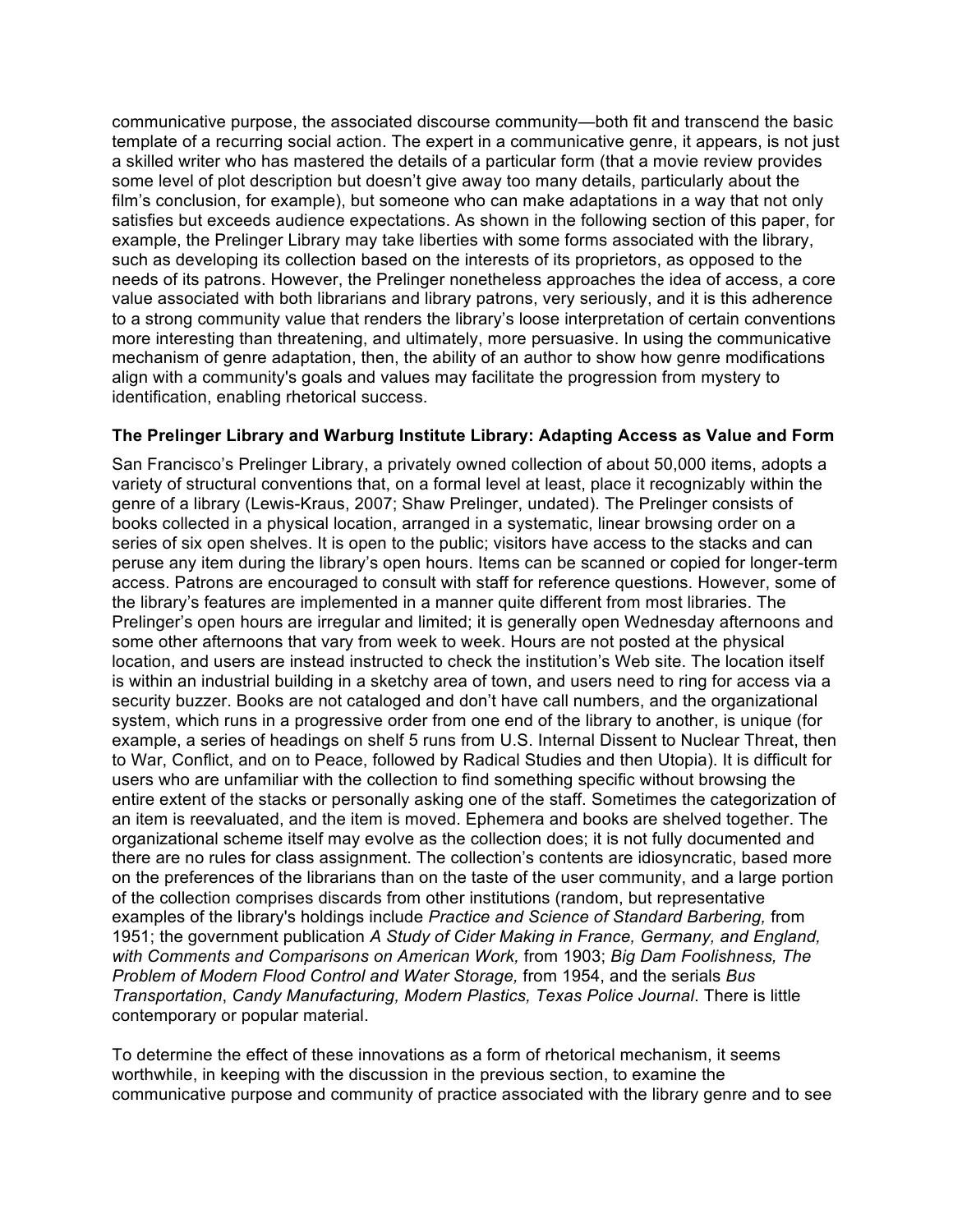communicative purpose, the associated discourse community—both fit and transcend the basic template of a recurring social action. The expert in a communicative genre, it appears, is not just a skilled writer who has mastered the details of a particular form (that a movie review provides some level of plot description but doesn't give away too many details, particularly about the film's conclusion, for example), but someone who can make adaptations in a way that not only satisfies but exceeds audience expectations. As shown in the following section of this paper, for example, the Prelinger Library may take liberties with some forms associated with the library, such as developing its collection based on the interests of its proprietors, as opposed to the needs of its patrons. However, the Prelinger nonetheless approaches the idea of access, a core value associated with both librarians and library patrons, very seriously, and it is this adherence to a strong community value that renders the library's loose interpretation of certain conventions more interesting than threatening, and ultimately, more persuasive. In using the communicative mechanism of genre adaptation, then, the ability of an author to show how genre modifications align with a community's goals and values may facilitate the progression from mystery to identification, enabling rhetorical success.

### The Prelinger Library and Warburg Institute Library: Adapting Access as Value and Form

San Francisco's Prelinger Library, a privately owned collection of about 50,000 items, adopts a variety of structural conventions that, on a formal level at least, place it recognizably within the genre of a library (Lewis-Kraus, 2007; Shaw Prelinger, undated). The Prelinger consists of books collected in a physical location, arranged in a systematic, linear browsing order on a series of six open shelves. It is open to the public; visitors have access to the stacks and can peruse any item during the library's open hours. Items can be scanned or copied for longer-term access. Patrons are encouraged to consult with staff for reference questions. However, some of the library's features are implemented in a manner quite different from most libraries. The Prelinger's open hours are irregular and limited; it is generally open Wednesday afternoons and some other afternoons that vary from week to week. Hours are not posted at the physical location, and users are instead instructed to check the institution's Web site. The location itself is within an industrial building in a sketchy area of town, and users need to ring for access via a security buzzer. Books are not cataloged and don't have call numbers, and the organizational system, which runs in a progressive order from one end of the library to another, is unique (for example, a series of headings on shelf 5 runs from U.S. Internal Dissent to Nuclear Threat, then to War, Conflict, and on to Peace, followed by Radical Studies and then Utopia). It is difficult for users who are unfamiliar with the collection to find something specific without browsing the entire extent of the stacks or personally asking one of the staff. Sometimes the categorization of an item is reevaluated, and the item is moved. Ephemera and books are shelved together. The organizational scheme itself may evolve as the collection does; it is not fully documented and there are no rules for class assignment. The collection's contents are idiosyncratic, based more on the preferences of the librarians than on the taste of the user community, and a large portion of the collection comprises discards from other institutions (random, but representative examples of the library's holdings include *Practice and Science of Standard Barbering,* from 1951; the government publication *A Study of Cider Making in France, Germany, and England, with Comments and Comparisons on American Work,* from 1903; *Big Dam Foolishness, The Problem of Modern Flood Control and Water Storage,* from 1954, and the serials *Bus Transportation*, *Candy Manufacturing, Modern Plastics, Texas Police Journal*. There is little contemporary or popular material.

To determine the effect of these innovations as a form of rhetorical mechanism, it seems worthwhile, in keeping with the discussion in the previous section, to examine the communicative purpose and community of practice associated with the library genre and to see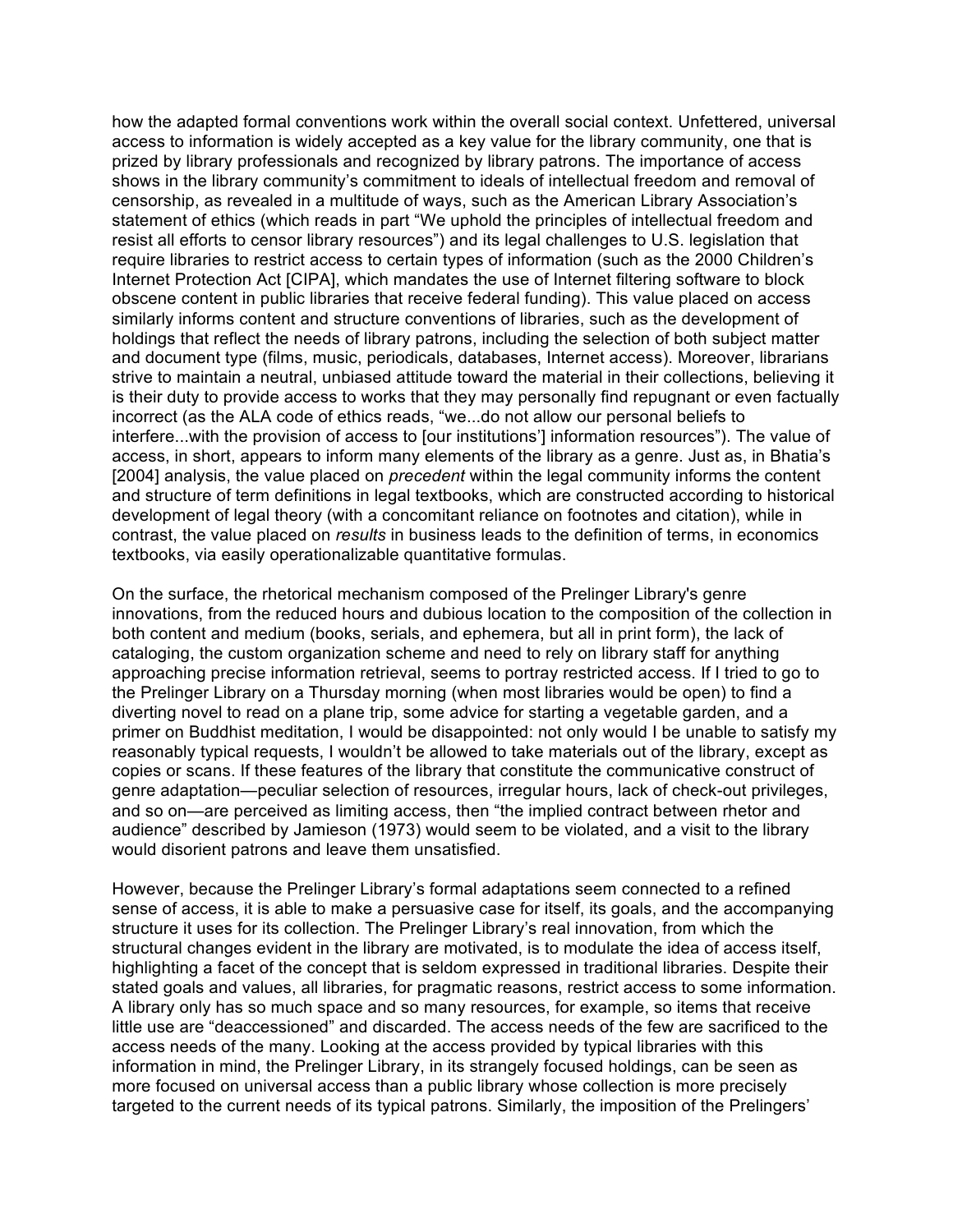how the adapted formal conventions work within the overall social context. Unfettered, universal access to information is widely accepted as a key value for the library community, one that is prized by library professionals and recognized by library patrons. The importance of access shows in the library community's commitment to ideals of intellectual freedom and removal of censorship, as revealed in a multitude of ways, such as the American Library Association's statement of ethics (which reads in part "We uphold the principles of intellectual freedom and resist all efforts to censor library resources") and its legal challenges to U.S. legislation that require libraries to restrict access to certain types of information (such as the 2000 Children's Internet Protection Act [CIPA], which mandates the use of Internet filtering software to block obscene content in public libraries that receive federal funding). This value placed on access similarly informs content and structure conventions of libraries, such as the development of holdings that reflect the needs of library patrons, including the selection of both subject matter and document type (films, music, periodicals, databases, Internet access). Moreover, librarians strive to maintain a neutral, unbiased attitude toward the material in their collections, believing it is their duty to provide access to works that they may personally find repugnant or even factually incorrect (as the ALA code of ethics reads, "we...do not allow our personal beliefs to interfere...with the provision of access to [our institutions'] information resources"). The value of access, in short, appears to inform many elements of the library as a genre. Just as, in Bhatia's [2004] analysis, the value placed on *precedent* within the legal community informs the content and structure of term definitions in legal textbooks, which are constructed according to historical development of legal theory (with a concomitant reliance on footnotes and citation), while in contrast, the value placed on *results* in business leads to the definition of terms, in economics textbooks, via easily operationalizable quantitative formulas.

On the surface, the rhetorical mechanism composed of the Prelinger Library's genre innovations, from the reduced hours and dubious location to the composition of the collection in both content and medium (books, serials, and ephemera, but all in print form), the lack of cataloging, the custom organization scheme and need to rely on library staff for anything approaching precise information retrieval, seems to portray restricted access. If I tried to go to the Prelinger Library on a Thursday morning (when most libraries would be open) to find a diverting novel to read on a plane trip, some advice for starting a vegetable garden, and a primer on Buddhist meditation, I would be disappointed: not only would I be unable to satisfy my reasonably typical requests, I wouldn't be allowed to take materials out of the library, except as copies or scans. If these features of the library that constitute the communicative construct of genre adaptation—peculiar selection of resources, irregular hours, lack of check-out privileges, and so on—are perceived as limiting access, then "the implied contract between rhetor and audience" described by Jamieson (1973) would seem to be violated, and a visit to the library would disorient patrons and leave them unsatisfied.

However, because the Prelinger Library's formal adaptations seem connected to a refined sense of access, it is able to make a persuasive case for itself, its goals, and the accompanying structure it uses for its collection. The Prelinger Library's real innovation, from which the structural changes evident in the library are motivated, is to modulate the idea of access itself, highlighting a facet of the concept that is seldom expressed in traditional libraries. Despite their stated goals and values, all libraries, for pragmatic reasons, restrict access to some information. A library only has so much space and so many resources, for example, so items that receive little use are "deaccessioned" and discarded. The access needs of the few are sacrificed to the access needs of the many. Looking at the access provided by typical libraries with this information in mind, the Prelinger Library, in its strangely focused holdings, can be seen as more focused on universal access than a public library whose collection is more precisely targeted to the current needs of its typical patrons. Similarly, the imposition of the Prelingers'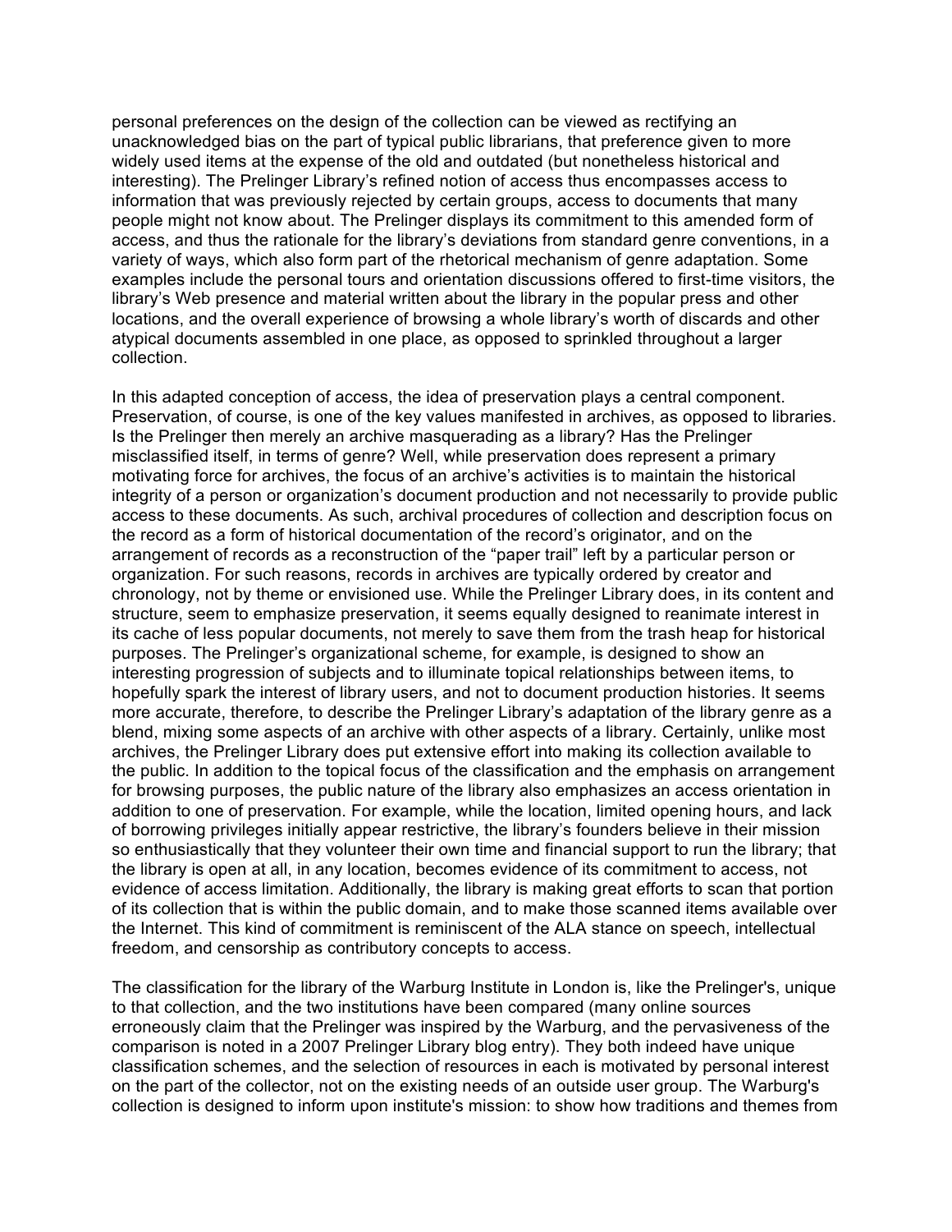personal preferences on the design of the collection can be viewed as rectifying an unacknowledged bias on the part of typical public librarians, that preference given to more widely used items at the expense of the old and outdated (but nonetheless historical and interesting). The Prelinger Library's refined notion of access thus encompasses access to information that was previously rejected by certain groups, access to documents that many people might not know about. The Prelinger displays its commitment to this amended form of access, and thus the rationale for the library's deviations from standard genre conventions, in a variety of ways, which also form part of the rhetorical mechanism of genre adaptation. Some examples include the personal tours and orientation discussions offered to first-time visitors, the library's Web presence and material written about the library in the popular press and other locations, and the overall experience of browsing a whole library's worth of discards and other atypical documents assembled in one place, as opposed to sprinkled throughout a larger collection.

In this adapted conception of access, the idea of preservation plays a central component. Preservation, of course, is one of the key values manifested in archives, as opposed to libraries. Is the Prelinger then merely an archive masquerading as a library? Has the Prelinger misclassified itself, in terms of genre? Well, while preservation does represent a primary motivating force for archives, the focus of an archive's activities is to maintain the historical integrity of a person or organization's document production and not necessarily to provide public access to these documents. As such, archival procedures of collection and description focus on the record as a form of historical documentation of the record's originator, and on the arrangement of records as a reconstruction of the "paper trail" left by a particular person or organization. For such reasons, records in archives are typically ordered by creator and chronology, not by theme or envisioned use. While the Prelinger Library does, in its content and structure, seem to emphasize preservation, it seems equally designed to reanimate interest in its cache of less popular documents, not merely to save them from the trash heap for historical purposes. The Prelinger's organizational scheme, for example, is designed to show an interesting progression of subjects and to illuminate topical relationships between items, to hopefully spark the interest of library users, and not to document production histories. It seems more accurate, therefore, to describe the Prelinger Library's adaptation of the library genre as a blend, mixing some aspects of an archive with other aspects of a library. Certainly, unlike most archives, the Prelinger Library does put extensive effort into making its collection available to the public. In addition to the topical focus of the classification and the emphasis on arrangement for browsing purposes, the public nature of the library also emphasizes an access orientation in addition to one of preservation. For example, while the location, limited opening hours, and lack of borrowing privileges initially appear restrictive, the library's founders believe in their mission so enthusiastically that they volunteer their own time and financial support to run the library; that the library is open at all, in any location, becomes evidence of its commitment to access, not evidence of access limitation. Additionally, the library is making great efforts to scan that portion of its collection that is within the public domain, and to make those scanned items available over the Internet. This kind of commitment is reminiscent of the ALA stance on speech, intellectual freedom, and censorship as contributory concepts to access.

The classification for the library of the Warburg Institute in London is, like the Prelinger's, unique to that collection, and the two institutions have been compared (many online sources erroneously claim that the Prelinger was inspired by the Warburg, and the pervasiveness of the comparison is noted in a 2007 Prelinger Library blog entry). They both indeed have unique classification schemes, and the selection of resources in each is motivated by personal interest on the part of the collector, not on the existing needs of an outside user group. The Warburg's collection is designed to inform upon institute's mission: to show how traditions and themes from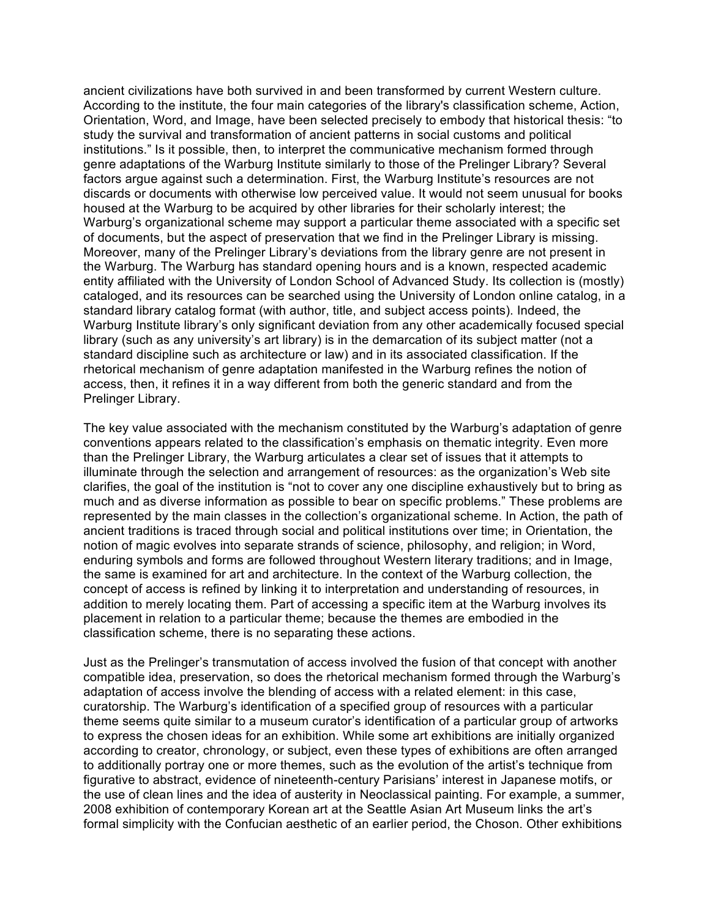ancient civilizations have both survived in and been transformed by current Western culture. According to the institute, the four main categories of the library's classification scheme, Action, Orientation, Word, and Image, have been selected precisely to embody that historical thesis: "to study the survival and transformation of ancient patterns in social customs and political institutions." Is it possible, then, to interpret the communicative mechanism formed through genre adaptations of the Warburg Institute similarly to those of the Prelinger Library? Several factors argue against such a determination. First, the Warburg Institute's resources are not discards or documents with otherwise low perceived value. It would not seem unusual for books housed at the Warburg to be acquired by other libraries for their scholarly interest; the Warburg's organizational scheme may support a particular theme associated with a specific set of documents, but the aspect of preservation that we find in the Prelinger Library is missing. Moreover, many of the Prelinger Library's deviations from the library genre are not present in the Warburg. The Warburg has standard opening hours and is a known, respected academic entity affiliated with the University of London School of Advanced Study. Its collection is (mostly) cataloged, and its resources can be searched using the University of London online catalog, in a standard library catalog format (with author, title, and subject access points). Indeed, the Warburg Institute library's only significant deviation from any other academically focused special library (such as any university's art library) is in the demarcation of its subject matter (not a standard discipline such as architecture or law) and in its associated classification. If the rhetorical mechanism of genre adaptation manifested in the Warburg refines the notion of access, then, it refines it in a way different from both the generic standard and from the Prelinger Library.

The key value associated with the mechanism constituted by the Warburg's adaptation of genre conventions appears related to the classification's emphasis on thematic integrity. Even more than the Prelinger Library, the Warburg articulates a clear set of issues that it attempts to illuminate through the selection and arrangement of resources: as the organization's Web site clarifies, the goal of the institution is "not to cover any one discipline exhaustively but to bring as much and as diverse information as possible to bear on specific problems." These problems are represented by the main classes in the collection's organizational scheme. In Action, the path of ancient traditions is traced through social and political institutions over time; in Orientation, the notion of magic evolves into separate strands of science, philosophy, and religion; in Word, enduring symbols and forms are followed throughout Western literary traditions; and in Image, the same is examined for art and architecture. In the context of the Warburg collection, the concept of access is refined by linking it to interpretation and understanding of resources, in addition to merely locating them. Part of accessing a specific item at the Warburg involves its placement in relation to a particular theme; because the themes are embodied in the classification scheme, there is no separating these actions.

Just as the Prelinger's transmutation of access involved the fusion of that concept with another compatible idea, preservation, so does the rhetorical mechanism formed through the Warburg's adaptation of access involve the blending of access with a related element: in this case, curatorship. The Warburg's identification of a specified group of resources with a particular theme seems quite similar to a museum curator's identification of a particular group of artworks to express the chosen ideas for an exhibition. While some art exhibitions are initially organized according to creator, chronology, or subject, even these types of exhibitions are often arranged to additionally portray one or more themes, such as the evolution of the artist's technique from figurative to abstract, evidence of nineteenth-century Parisians' interest in Japanese motifs, or the use of clean lines and the idea of austerity in Neoclassical painting. For example, a summer, 2008 exhibition of contemporary Korean art at the Seattle Asian Art Museum links the art's formal simplicity with the Confucian aesthetic of an earlier period, the Choson. Other exhibitions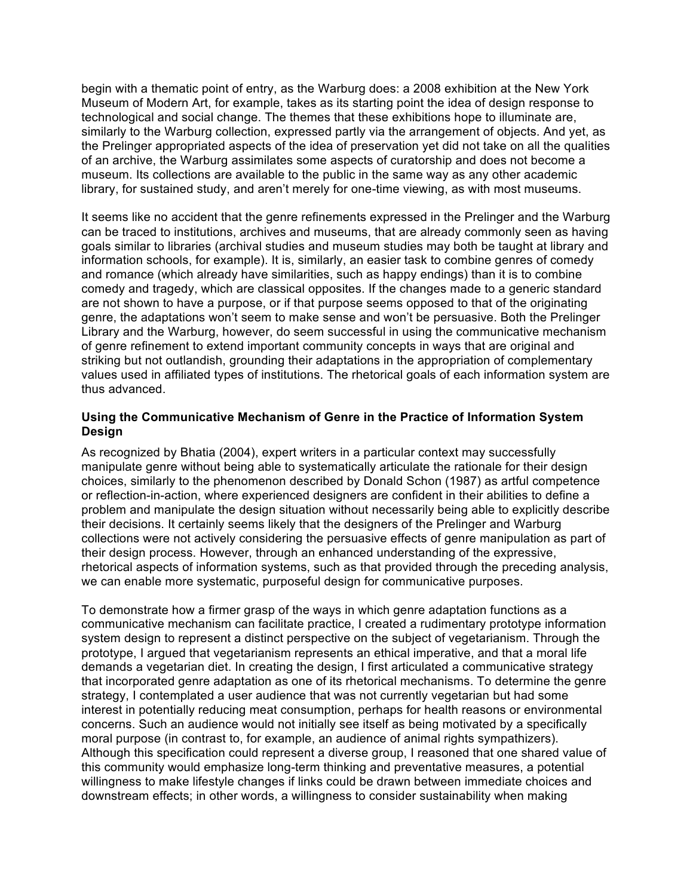begin with a thematic point of entry, as the Warburg does: a 2008 exhibition at the New York Museum of Modern Art, for example, takes as its starting point the idea of design response to technological and social change. The themes that these exhibitions hope to illuminate are, similarly to the Warburg collection, expressed partly via the arrangement of objects. And yet, as the Prelinger appropriated aspects of the idea of preservation yet did not take on all the qualities of an archive, the Warburg assimilates some aspects of curatorship and does not become a museum. Its collections are available to the public in the same way as any other academic library, for sustained study, and aren't merely for one-time viewing, as with most museums.

It seems like no accident that the genre refinements expressed in the Prelinger and the Warburg can be traced to institutions, archives and museums, that are already commonly seen as having goals similar to libraries (archival studies and museum studies may both be taught at library and information schools, for example). It is, similarly, an easier task to combine genres of comedy and romance (which already have similarities, such as happy endings) than it is to combine comedy and tragedy, which are classical opposites. If the changes made to a generic standard are not shown to have a purpose, or if that purpose seems opposed to that of the originating genre, the adaptations won't seem to make sense and won't be persuasive. Both the Prelinger Library and the Warburg, however, do seem successful in using the communicative mechanism of genre refinement to extend important community concepts in ways that are original and striking but not outlandish, grounding their adaptations in the appropriation of complementary values used in affiliated types of institutions. The rhetorical goals of each information system are thus advanced.

**Using the Communicative Mechanism of Genre in the Practice of Information System Design**

As recognized by Bhatia (2004), expert writers in a particular context may successfully manipulate genre without being able to systematically articulate the rationale for their design choices, similarly to the phenomenon described by Donald Schon (1987) as artful competence or reflection-in-action, where experienced designers are confident in their abilities to define a problem and manipulate the design situation without necessarily being able to explicitly describe their decisions. It certainly seems likely that the designers of the Prelinger and Warburg collections were not actively considering the persuasive effects of genre manipulation as part of their design process. However, through an enhanced understanding of the expressive, rhetorical aspects of information systems, such as that provided through the preceding analysis, we can enable more systematic, purposeful design for communicative purposes.

To demonstrate how a firmer grasp of the ways in which genre adaptation functions as a communicative mechanism can facilitate practice, I created a rudimentary prototype information system design to represent a distinct perspective on the subject of vegetarianism. Through the prototype, I argued that vegetarianism represents an ethical imperative, and that a moral life demands a vegetarian diet. In creating the design, I first articulated a communicative strategy that incorporated genre adaptation as one of its rhetorical mechanisms. To determine the genre strategy, I contemplated a user audience that was not currently vegetarian but had some interest in potentially reducing meat consumption, perhaps for health reasons or environmental concerns. Such an audience would not initially see itself as being motivated by a specifically moral purpose (in contrast to, for example, an audience of animal rights sympathizers). Although this specification could represent a diverse group, I reasoned that one shared value of this community would emphasize long-term thinking and preventative measures, a potential willingness to make lifestyle changes if links could be drawn between immediate choices and downstream effects; in other words, a willingness to consider sustainability when making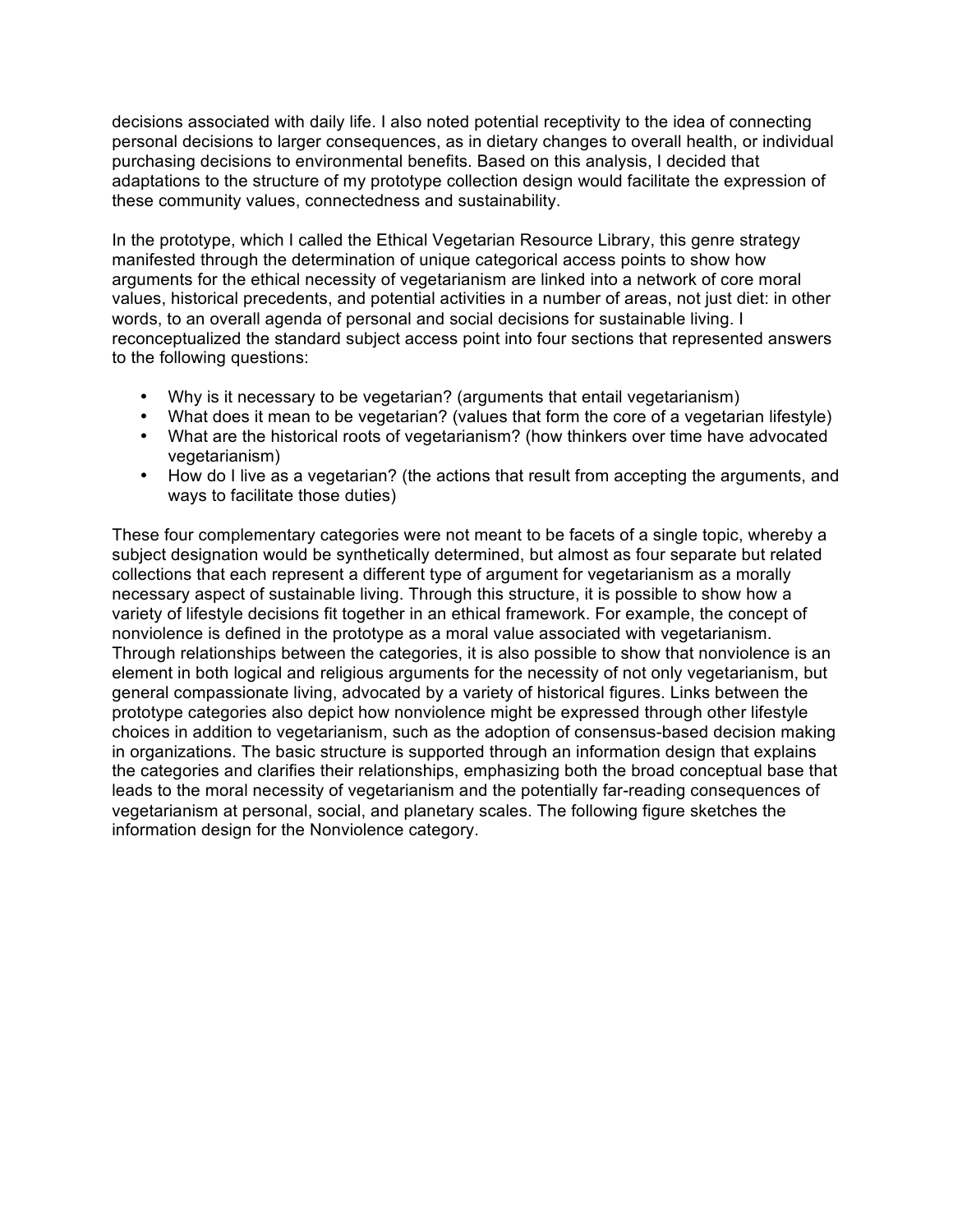decisions associated with daily life. I also noted potential receptivity to the idea of connecting personal decisions to larger consequences, as in dietary changes to overall health, or individual purchasing decisions to environmental benefits. Based on this analysis, I decided that adaptations to the structure of my prototype collection design would facilitate the expression of these community values, connectedness and sustainability.

In the prototype, which I called the Ethical Vegetarian Resource Library, this genre strategy manifested through the determination of unique categorical access points to show how arguments for the ethical necessity of vegetarianism are linked into a network of core moral values, historical precedents, and potential activities in a number of areas, not just diet: in other words, to an overall agenda of personal and social decisions for sustainable living. I reconceptualized the standard subject access point into four sections that represented answers to the following questions:

- Why is it necessary to be vegetarian? (arguments that entail vegetarianism)
- What does it mean to be vegetarian? (values that form the core of a vegetarian lifestyle)
- What are the historical roots of vegetarianism? (how thinkers over time have advocated vegetarianism)
- How do I live as a vegetarian? (the actions that result from accepting the arguments, and ways to facilitate those duties)

These four complementary categories were not meant to be facets of a single topic, whereby a subject designation would be synthetically determined, but almost as four separate but related collections that each represent a different type of argument for vegetarianism as a morally necessary aspect of sustainable living. Through this structure, it is possible to show how a variety of lifestyle decisions fit together in an ethical framework. For example, the concept of nonviolence is defined in the prototype as a moral value associated with vegetarianism. Through relationships between the categories, it is also possible to show that nonviolence is an element in both logical and religious arguments for the necessity of not only vegetarianism, but general compassionate living, advocated by a variety of historical figures. Links between the prototype categories also depict how nonviolence might be expressed through other lifestyle choices in addition to vegetarianism, such as the adoption of consensus-based decision making in organizations. The basic structure is supported through an information design that explains the categories and clarifies their relationships, emphasizing both the broad conceptual base that leads to the moral necessity of vegetarianism and the potentially far-reading consequences of vegetarianism at personal, social, and planetary scales. The following figure sketches the information design for the Nonviolence category.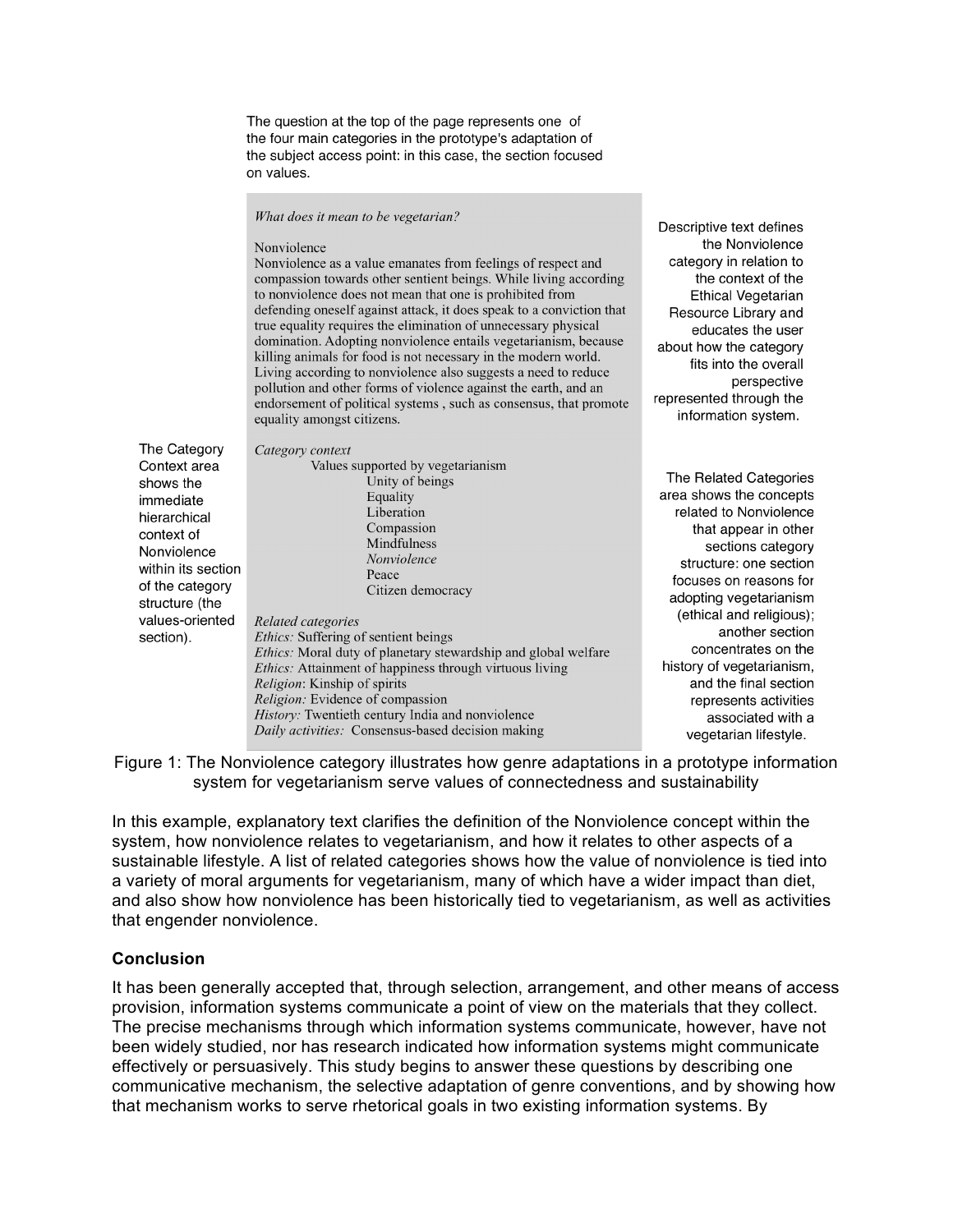The question at the top of the page represents one of the four main categories in the prototype's adaptation of the subject access point: in this case, the section focused on values.

*What does it mean to be vegetarian?*

Nonviolence

Nonviolence as a value emanates from feelings of respect and compassion towards other sentient beings. While living according to nonviolence does not mean that one is prohibited from defending oneself against attack, it does speak to a conviction that true equality requires the elimination of unnecessary physical domination. Adopting nonviolence entails vegetarianism, because killing animals for food is not necessary in the modern world. Living according to nonviolence also suggests a need to reduce pollution and other forms of violence against the earth, and an endorsement of political systems , such as consensus, that promote equality amongst citizens.

Descriptive text defines the Nonviolence category in relation to the context of the Ethical Vegetarian Resource Library and educates the user about how the category fits into the overall perspective represented through the information system.

The Category Context area shows the immediate hierarchical context of Nonviolence within its section of the category structure (the values-oriented section).

*Category context*

Values supported by vegetarianism
- Unity of beings
- Equality
- Liberation
- Compassion
- Mindfulness
- *Nonviolence*
- Peace
- Citizen democracy

*Related categories*

*Ethics:* Suffering of sentient beings
*Ethics:* Moral duty of planetary stewardship and global welfare
*Ethics:* Attainment of happiness through virtuous living
*Religion*: Kinship of spirits
*Religion:* Evidence of compassion
*History:* Twentieth century India and nonviolence
*Daily activities:* Consensus-based decision making

The Related Categories area shows the concepts related to Nonviolence that appear in other sections category structure: one section focuses on reasons for adopting vegetarianism (ethical and religious); another section concentrates on the history of vegetarianism, and the final section represents activities associated with a vegetarian lifestyle.

Figure 1: The Nonviolence category illustrates how genre adaptations in a prototype information system for vegetarianism serve values of connectedness and sustainability

In this example, explanatory text clarifies the definition of the Nonviolence concept within the system, how nonviolence relates to vegetarianism, and how it relates to other aspects of a sustainable lifestyle. A list of related categories shows how the value of nonviolence is tied into a variety of moral arguments for vegetarianism, many of which have a wider impact than diet, and also show how nonviolence has been historically tied to vegetarianism, as well as activities that engender nonviolence.

### Conclusion

It has been generally accepted that, through selection, arrangement, and other means of access provision, information systems communicate a point of view on the materials that they collect. The precise mechanisms through which information systems communicate, however, have not been widely studied, nor has research indicated how information systems might communicate effectively or persuasively. This study begins to answer these questions by describing one communicative mechanism, the selective adaptation of genre conventions, and by showing how that mechanism works to serve rhetorical goals in two existing information systems. By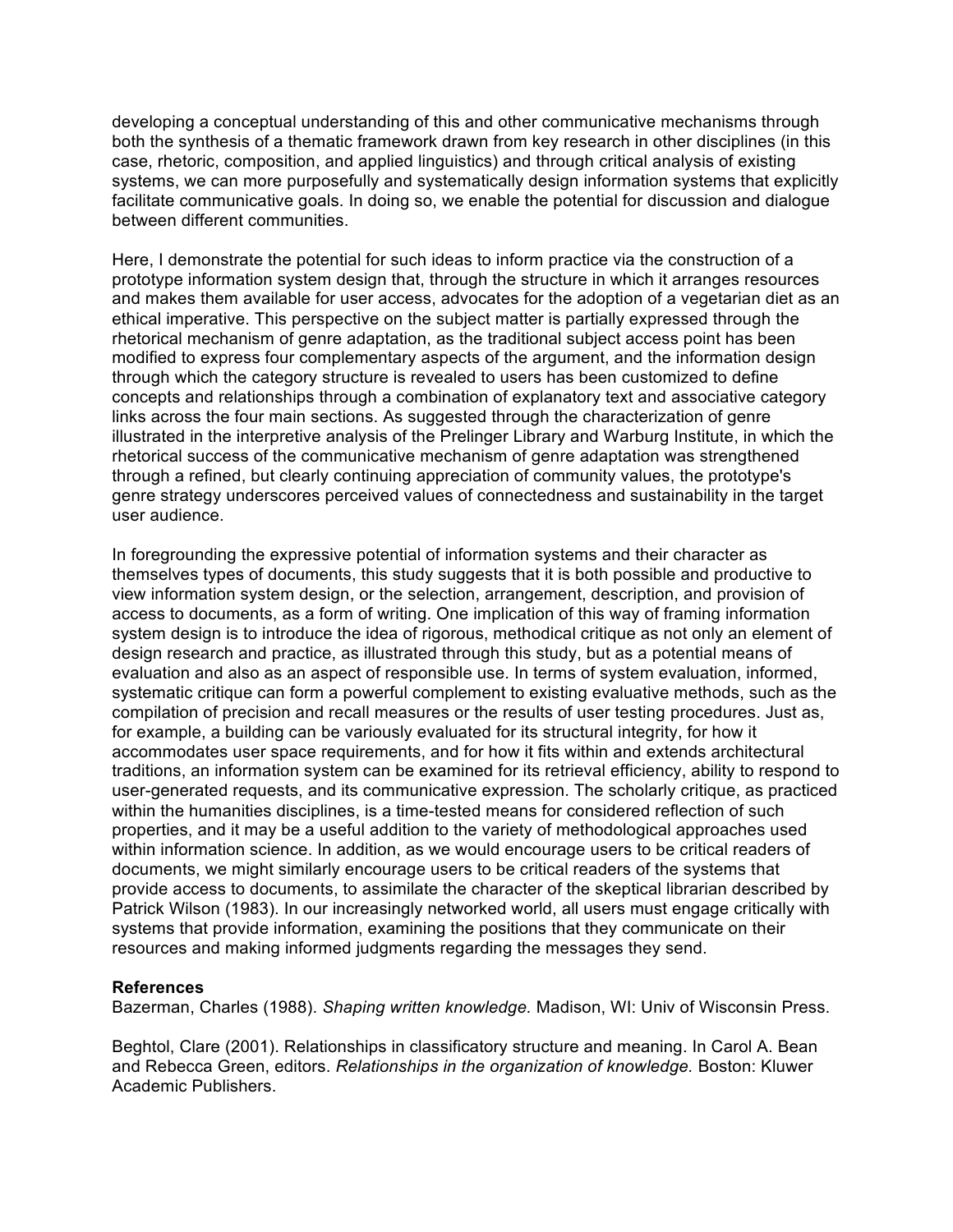developing a conceptual understanding of this and other communicative mechanisms through both the synthesis of a thematic framework drawn from key research in other disciplines (in this case, rhetoric, composition, and applied linguistics) and through critical analysis of existing systems, we can more purposefully and systematically design information systems that explicitly facilitate communicative goals. In doing so, we enable the potential for discussion and dialogue between different communities.

Here, I demonstrate the potential for such ideas to inform practice via the construction of a prototype information system design that, through the structure in which it arranges resources and makes them available for user access, advocates for the adoption of a vegetarian diet as an ethical imperative. This perspective on the subject matter is partially expressed through the rhetorical mechanism of genre adaptation, as the traditional subject access point has been modified to express four complementary aspects of the argument, and the information design through which the category structure is revealed to users has been customized to define concepts and relationships through a combination of explanatory text and associative category links across the four main sections. As suggested through the characterization of genre illustrated in the interpretive analysis of the Prelinger Library and Warburg Institute, in which the rhetorical success of the communicative mechanism of genre adaptation was strengthened through a refined, but clearly continuing appreciation of community values, the prototype's genre strategy underscores perceived values of connectedness and sustainability in the target user audience.

In foregrounding the expressive potential of information systems and their character as themselves types of documents, this study suggests that it is both possible and productive to view information system design, or the selection, arrangement, description, and provision of access to documents, as a form of writing. One implication of this way of framing information system design is to introduce the idea of rigorous, methodical critique as not only an element of design research and practice, as illustrated through this study, but as a potential means of evaluation and also as an aspect of responsible use. In terms of system evaluation, informed, systematic critique can form a powerful complement to existing evaluative methods, such as the compilation of precision and recall measures or the results of user testing procedures. Just as, for example, a building can be variously evaluated for its structural integrity, for how it accommodates user space requirements, and for how it fits within and extends architectural traditions, an information system can be examined for its retrieval efficiency, ability to respond to user-generated requests, and its communicative expression. The scholarly critique, as practiced within the humanities disciplines, is a time-tested means for considered reflection of such properties, and it may be a useful addition to the variety of methodological approaches used within information science. In addition, as we would encourage users to be critical readers of documents, we might similarly encourage users to be critical readers of the systems that provide access to documents, to assimilate the character of the skeptical librarian described by Patrick Wilson (1983). In our increasingly networked world, all users must engage critically with systems that provide information, examining the positions that they communicate on their resources and making informed judgments regarding the messages they send.

**References**

Bazerman, Charles (1988). *Shaping written knowledge.* Madison, WI: Univ of Wisconsin Press.

Beghtol, Clare (2001). Relationships in classificatory structure and meaning. In Carol A. Bean and Rebecca Green, editors. *Relationships in the organization of knowledge.* Boston: Kluwer Academic Publishers.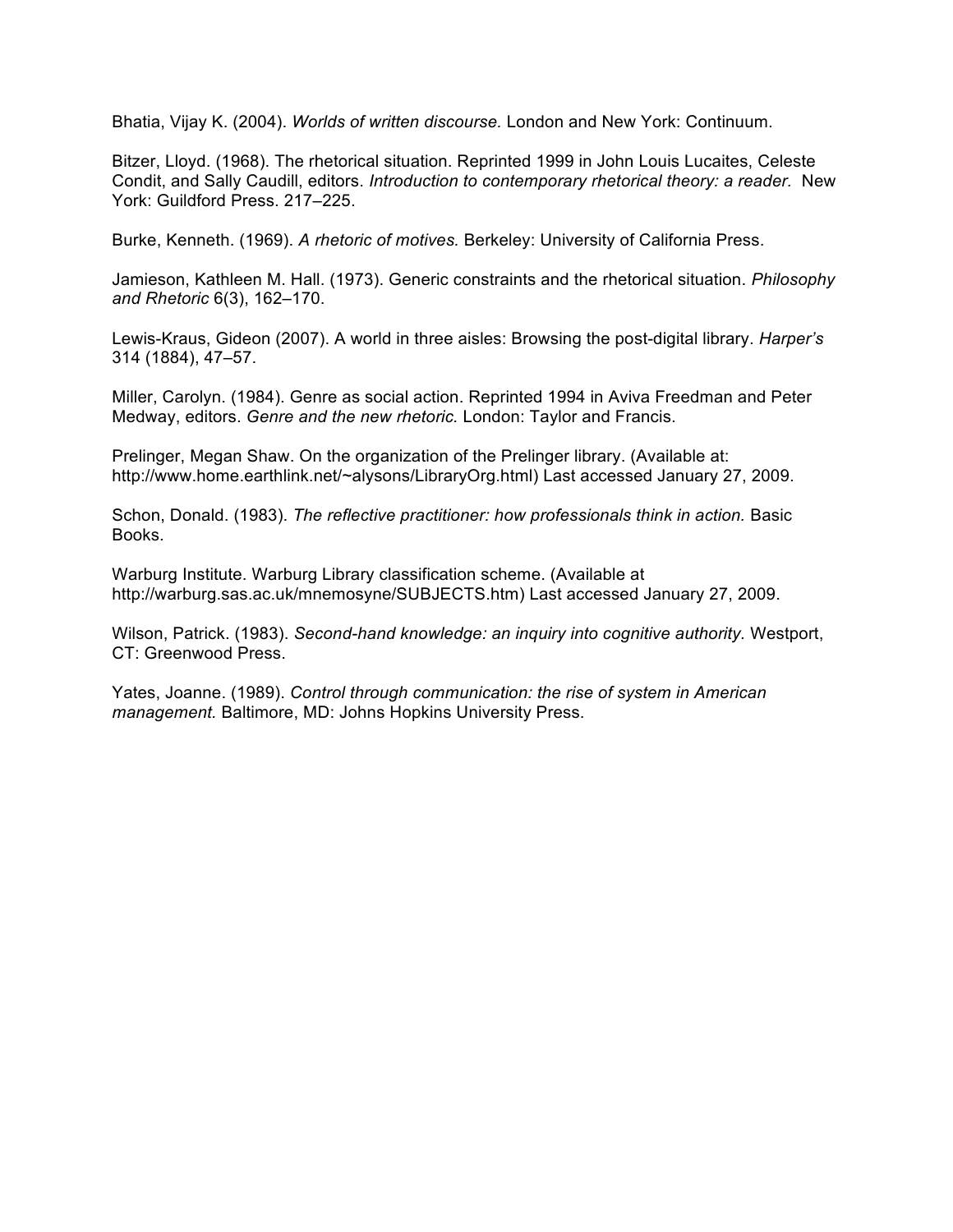Bhatia, Vijay K. (2004). *Worlds of written discourse.* London and New York: Continuum.

Bitzer, Lloyd. (1968). The rhetorical situation. Reprinted 1999 in John Louis Lucaites, Celeste Condit, and Sally Caudill, editors. *Introduction to contemporary rhetorical theory: a reader.* New York: Guildford Press. 217–225.

Burke, Kenneth. (1969). *A rhetoric of motives.* Berkeley: University of California Press.

Jamieson, Kathleen M. Hall. (1973). Generic constraints and the rhetorical situation. *Philosophy and Rhetoric* 6(3), 162–170.

Lewis-Kraus, Gideon (2007). A world in three aisles: Browsing the post-digital library. *Harper's* 314 (1884), 47–57.

Miller, Carolyn. (1984). Genre as social action. Reprinted 1994 in Aviva Freedman and Peter Medway, editors. *Genre and the new rhetoric.* London: Taylor and Francis.

Prelinger, Megan Shaw. On the organization of the Prelinger library. (Available at: http://www.home.earthlink.net/~alysons/LibraryOrg.html) Last accessed January 27, 2009.

Schon, Donald. (1983). *The reflective practitioner: how professionals think in action.* Basic Books.

Warburg Institute. Warburg Library classification scheme. (Available at http://warburg.sas.ac.uk/mnemosyne/SUBJECTS.htm) Last accessed January 27, 2009.

Wilson, Patrick. (1983). *Second-hand knowledge: an inquiry into cognitive authority*. Westport, CT: Greenwood Press.

Yates, Joanne. (1989). *Control through communication: the rise of system in American management.* Baltimore, MD: Johns Hopkins University Press.